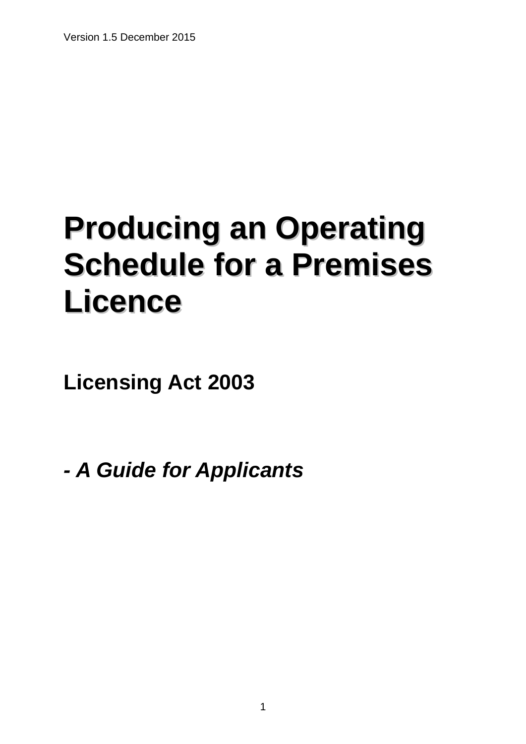Version 1.5 December 2015

# Producing an Operating Schedule for a Premises Licence

## Licensing Act 2003

## *- A Guide for Applicants*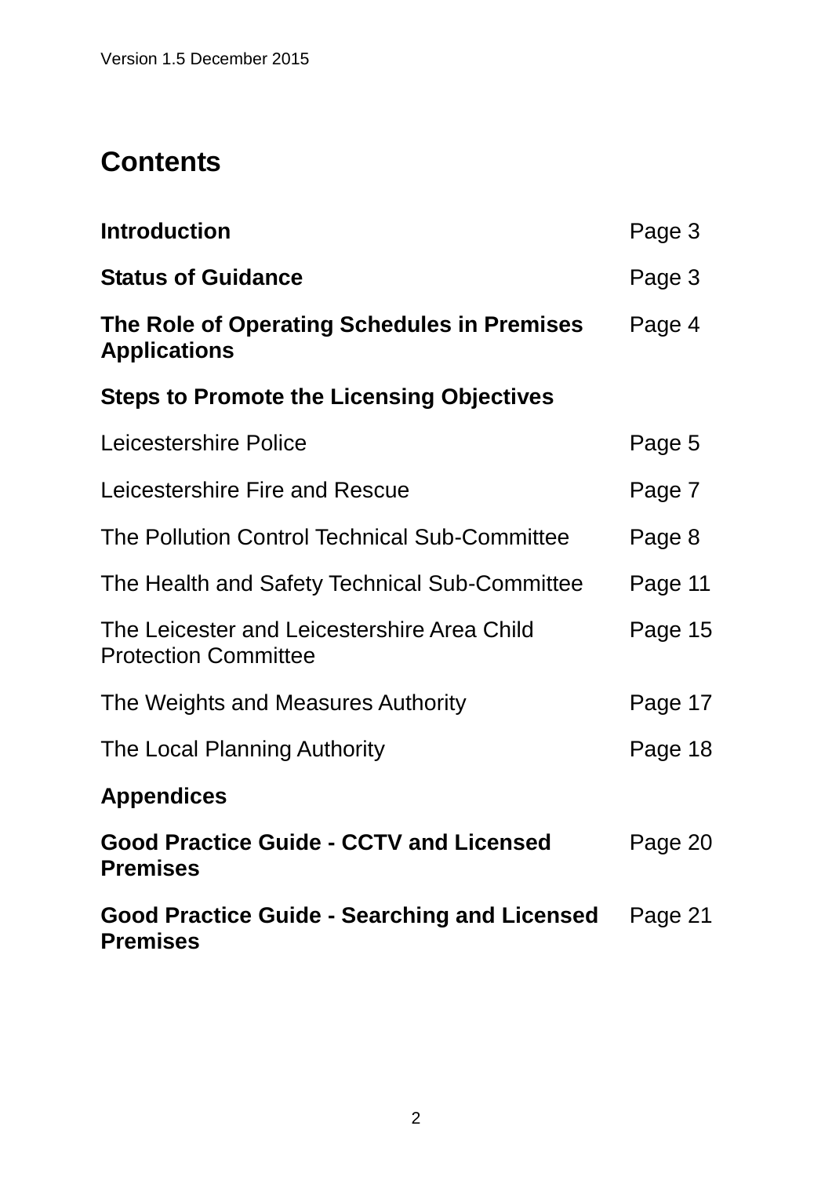## Contents

| | |
|---|---|
| **Introduction** | Page 3 |
| **Status of Guidance** | Page 3 |
| **The Role of Operating Schedules in Premises Applications** | Page 4 |
| **Steps to Promote the Licensing Objectives** | |
| Leicestershire Police | Page 5 |
| Leicestershire Fire and Rescue | Page 7 |
| The Pollution Control Technical Sub-Committee | Page 8 |
| The Health and Safety Technical Sub-Committee | Page 11 |
| The Leicester and Leicestershire Area Child Protection Committee | Page 15 |
| The Weights and Measures Authority | Page 17 |
| The Local Planning Authority | Page 18 |
| **Appendices** | |
| **Good Practice Guide - CCTV and Licensed Premises** | Page 20 |
| **Good Practice Guide - Searching and Licensed Premises** | Page 21 |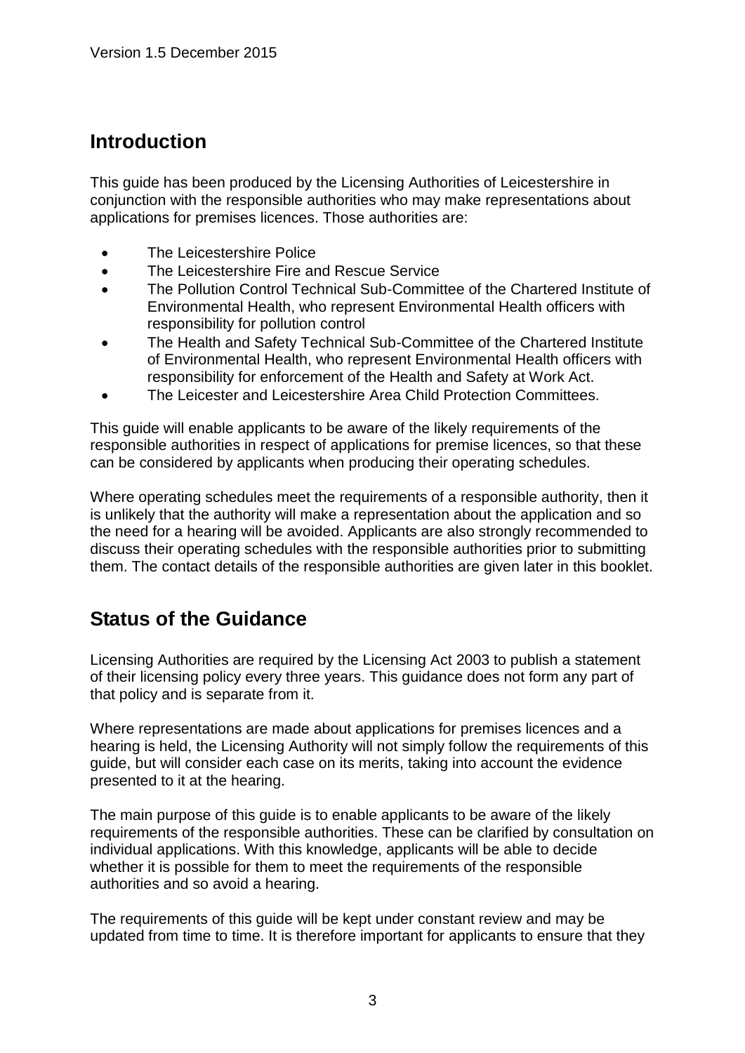## Introduction

This guide has been produced by the Licensing Authorities of Leicestershire in conjunction with the responsible authorities who may make representations about applications for premises licences. Those authorities are:

- The Leicestershire Police
- The Leicestershire Fire and Rescue Service
- The Pollution Control Technical Sub-Committee of the Chartered Institute of Environmental Health, who represent Environmental Health officers with responsibility for pollution control
- The Health and Safety Technical Sub-Committee of the Chartered Institute of Environmental Health, who represent Environmental Health officers with responsibility for enforcement of the Health and Safety at Work Act.
- The Leicester and Leicestershire Area Child Protection Committees.

This guide will enable applicants to be aware of the likely requirements of the responsible authorities in respect of applications for premise licences, so that these can be considered by applicants when producing their operating schedules.

Where operating schedules meet the requirements of a responsible authority, then it is unlikely that the authority will make a representation about the application and so the need for a hearing will be avoided. Applicants are also strongly recommended to discuss their operating schedules with the responsible authorities prior to submitting them. The contact details of the responsible authorities are given later in this booklet.

## Status of the Guidance

Licensing Authorities are required by the Licensing Act 2003 to publish a statement of their licensing policy every three years. This guidance does not form any part of that policy and is separate from it.

Where representations are made about applications for premises licences and a hearing is held, the Licensing Authority will not simply follow the requirements of this guide, but will consider each case on its merits, taking into account the evidence presented to it at the hearing.

The main purpose of this guide is to enable applicants to be aware of the likely requirements of the responsible authorities. These can be clarified by consultation on individual applications. With this knowledge, applicants will be able to decide whether it is possible for them to meet the requirements of the responsible authorities and so avoid a hearing.

The requirements of this guide will be kept under constant review and may be updated from time to time. It is therefore important for applicants to ensure that they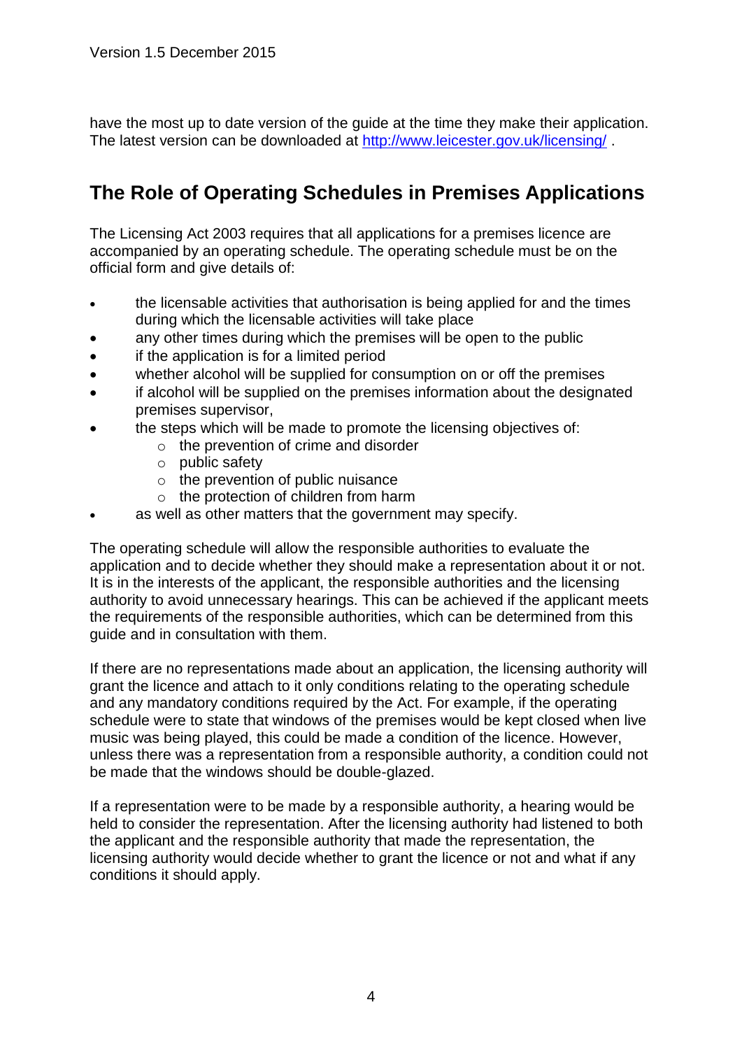have the most up to date version of the guide at the time they make their application. The latest version can be downloaded at [http://www.leicester.gov.uk/licensing/](http://www.leicester.gov.uk/licensing/) .

## The Role of Operating Schedules in Premises Applications

The Licensing Act 2003 requires that all applications for a premises licence are accompanied by an operating schedule. The operating schedule must be on the official form and give details of:

- the licensable activities that authorisation is being applied for and the times during which the licensable activities will take place
- any other times during which the premises will be open to the public
- if the application is for a limited period
- whether alcohol will be supplied for consumption on or off the premises
- if alcohol will be supplied on the premises information about the designated premises supervisor,
- the steps which will be made to promote the licensing objectives of:
  - the prevention of crime and disorder
  - public safety
  - the prevention of public nuisance
  - the protection of children from harm
- as well as other matters that the government may specify.

The operating schedule will allow the responsible authorities to evaluate the application and to decide whether they should make a representation about it or not. It is in the interests of the applicant, the responsible authorities and the licensing authority to avoid unnecessary hearings. This can be achieved if the applicant meets the requirements of the responsible authorities, which can be determined from this guide and in consultation with them.

If there are no representations made about an application, the licensing authority will grant the licence and attach to it only conditions relating to the operating schedule and any mandatory conditions required by the Act. For example, if the operating schedule were to state that windows of the premises would be kept closed when live music was being played, this could be made a condition of the licence. However, unless there was a representation from a responsible authority, a condition could not be made that the windows should be double-glazed.

If a representation were to be made by a responsible authority, a hearing would be held to consider the representation. After the licensing authority had listened to both the applicant and the responsible authority that made the representation, the licensing authority would decide whether to grant the licence or not and what if any conditions it should apply.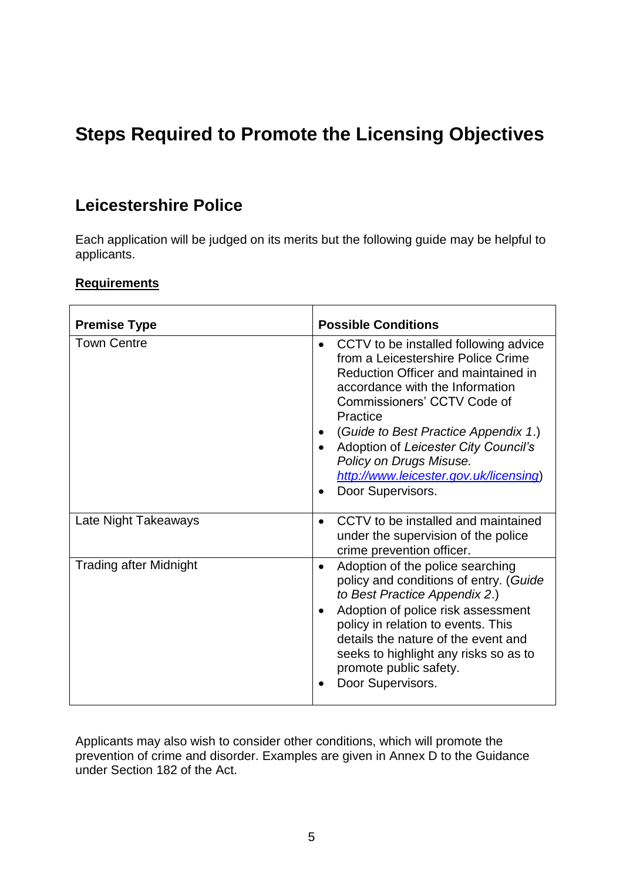# Steps Required to Promote the Licensing Objectives

## Leicestershire Police

Each application will be judged on its merits but the following guide may be helpful to applicants.

**Requirements**

| **Premise Type** | **Possible Conditions** |
| --- | --- |
| Town Centre | • CCTV to be installed following advice from a Leicestershire Police Crime Reduction Officer and maintained in accordance with the Information Commissioners' CCTV Code of Practice<br>• (*Guide to Best Practice Appendix 1*.)<br>• Adoption of *Leicester City Council's Policy on Drugs Misuse. http://www.leicester.gov.uk/licensing*)<br>• Door Supervisors. |
| Late Night Takeaways | • CCTV to be installed and maintained under the supervision of the police crime prevention officer. |
| Trading after Midnight | • Adoption of the police searching policy and conditions of entry. (*Guide to Best Practice Appendix 2*.)<br>• Adoption of police risk assessment policy in relation to events. This details the nature of the event and seeks to highlight any risks so as to promote public safety.<br>• Door Supervisors. |

Applicants may also wish to consider other conditions, which will promote the prevention of crime and disorder. Examples are given in Annex D to the Guidance under Section 182 of the Act.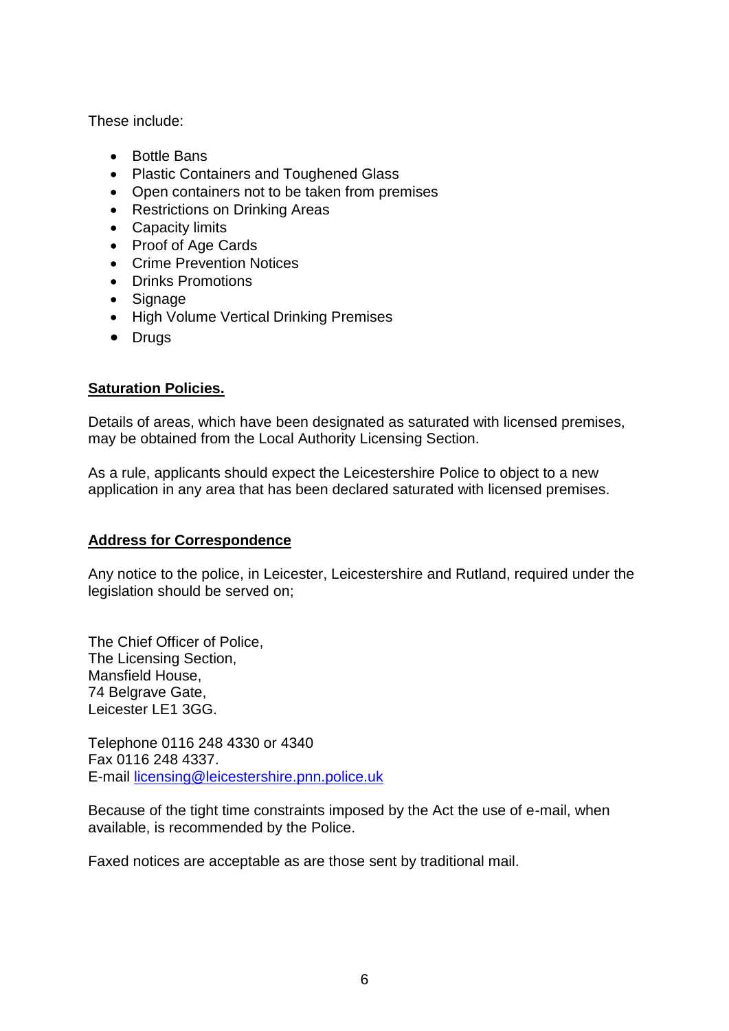These include:

- Bottle Bans
- Plastic Containers and Toughened Glass
- Open containers not to be taken from premises
- Restrictions on Drinking Areas
- Capacity limits
- Proof of Age Cards
- Crime Prevention Notices
- Drinks Promotions
- Signage
- High Volume Vertical Drinking Premises
- Drugs

**Saturation Policies.**

Details of areas, which have been designated as saturated with licensed premises, may be obtained from the Local Authority Licensing Section.

As a rule, applicants should expect the Leicestershire Police to object to a new application in any area that has been declared saturated with licensed premises.

**Address for Correspondence**

Any notice to the police, in Leicester, Leicestershire and Rutland, required under the legislation should be served on;

The Chief Officer of Police,
The Licensing Section,
Mansfield House,
74 Belgrave Gate,
Leicester LE1 3GG.

Telephone 0116 248 4330 or 4340
Fax 0116 248 4337.
E-mail licensing@leicestershire.pnn.police.uk

Because of the tight time constraints imposed by the Act the use of e-mail, when available, is recommended by the Police.

Faxed notices are acceptable as are those sent by traditional mail.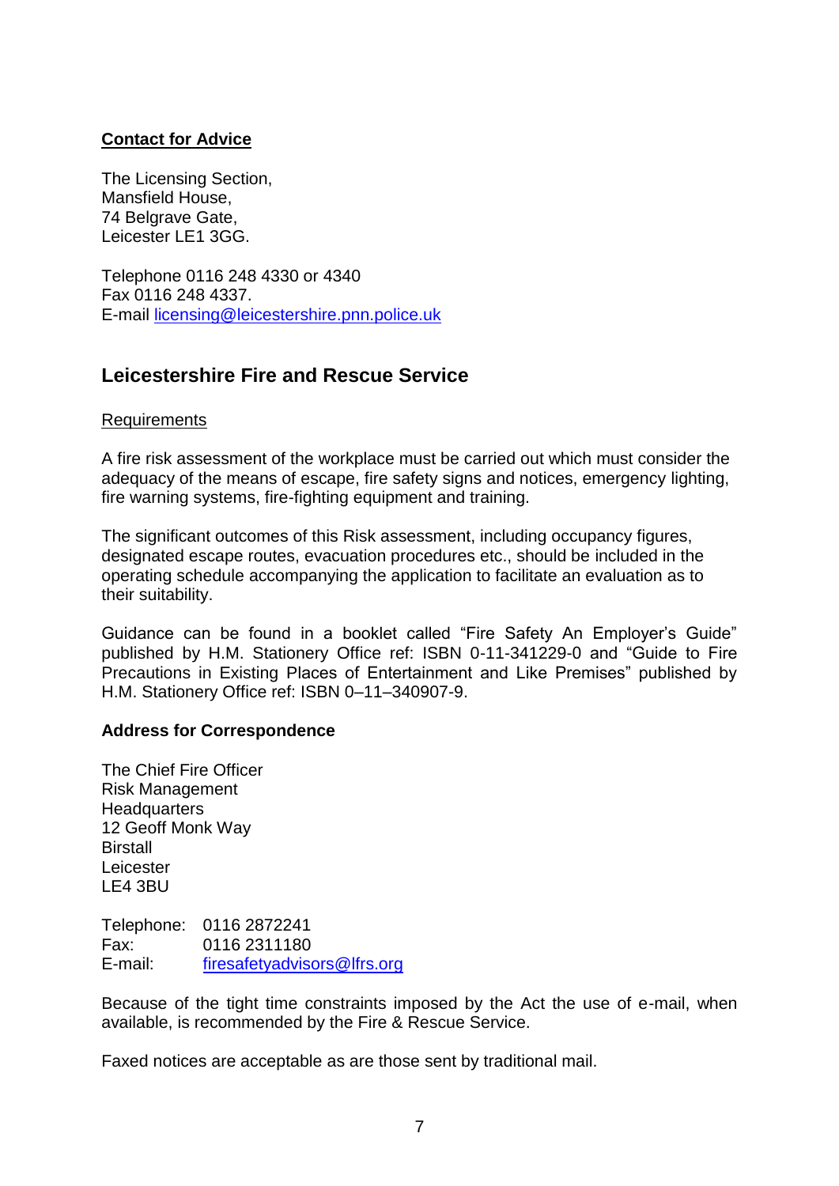**Contact for Advice**

The Licensing Section,
Mansfield House,
74 Belgrave Gate,
Leicester LE1 3GG.

Telephone 0116 248 4330 or 4340
Fax 0116 248 4337.
E-mail licensing@leicestershire.pnn.police.uk

## Leicestershire Fire and Rescue Service

Requirements

A fire risk assessment of the workplace must be carried out which must consider the adequacy of the means of escape, fire safety signs and notices, emergency lighting, fire warning systems, fire-fighting equipment and training.

The significant outcomes of this Risk assessment, including occupancy figures, designated escape routes, evacuation procedures etc., should be included in the operating schedule accompanying the application to facilitate an evaluation as to their suitability.

Guidance can be found in a booklet called "Fire Safety An Employer's Guide" published by H.M. Stationery Office ref: ISBN 0-11-341229-0 and "Guide to Fire Precautions in Existing Places of Entertainment and Like Premises" published by H.M. Stationery Office ref: ISBN 0–11–340907-9.

**Address for Correspondence**

The Chief Fire Officer
Risk Management
Headquarters
12 Geoff Monk Way
Birstall
Leicester
LE4 3BU

Telephone: 0116 2872241
Fax: 0116 2311180
E-mail: firesafetyadvisors@lfrs.org

Because of the tight time constraints imposed by the Act the use of e-mail, when available, is recommended by the Fire & Rescue Service.

Faxed notices are acceptable as are those sent by traditional mail.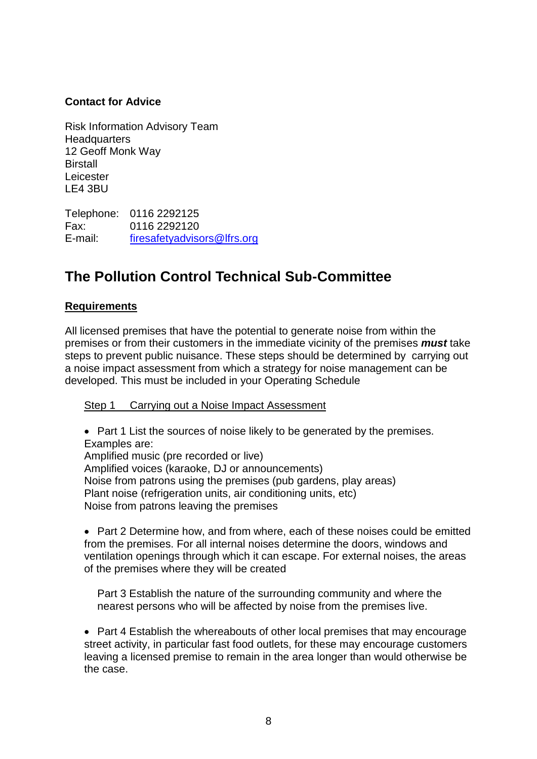**Contact for Advice**

Risk Information Advisory Team
Headquarters
12 Geoff Monk Way
Birstall
Leicester
LE4 3BU

Telephone: 0116 2292125
Fax: 0116 2292120
E-mail: firesafetyadvisors@lfrs.org

## The Pollution Control Technical Sub-Committee

**Requirements**

All licensed premises that have the potential to generate noise from within the premises or from their customers in the immediate vicinity of the premises ***must*** take steps to prevent public nuisance. These steps should be determined by carrying out a noise impact assessment from which a strategy for noise management can be developed. This must be included in your Operating Schedule

Step 1 Carrying out a Noise Impact Assessment

- Part 1 List the sources of noise likely to be generated by the premises. Examples are:
  Amplified music (pre recorded or live)
  Amplified voices (karaoke, DJ or announcements)
  Noise from patrons using the premises (pub gardens, play areas)
  Plant noise (refrigeration units, air conditioning units, etc)
  Noise from patrons leaving the premises

- Part 2 Determine how, and from where, each of these noises could be emitted from the premises. For all internal noises determine the doors, windows and ventilation openings through which it can escape. For external noises, the areas of the premises where they will be created

  Part 3 Establish the nature of the surrounding community and where the nearest persons who will be affected by noise from the premises live.

- Part 4 Establish the whereabouts of other local premises that may encourage street activity, in particular fast food outlets, for these may encourage customers leaving a licensed premise to remain in the area longer than would otherwise be the case.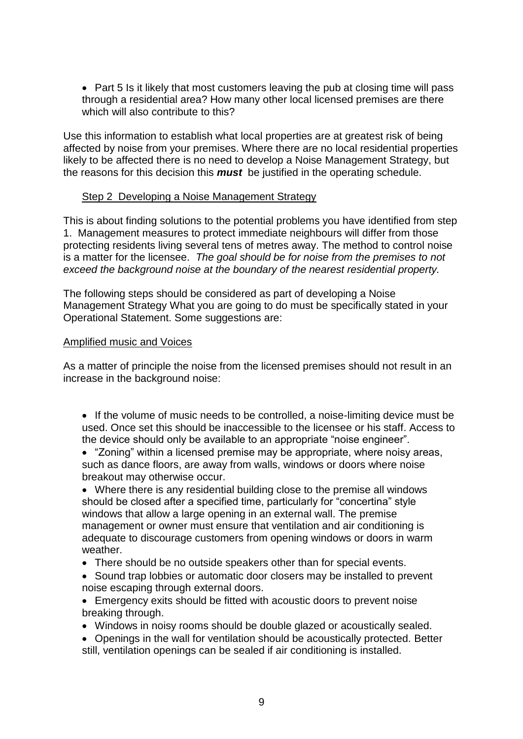- Part 5 Is it likely that most customers leaving the pub at closing time will pass through a residential area? How many other local licensed premises are there which will also contribute to this?

Use this information to establish what local properties are at greatest risk of being affected by noise from your premises. Where there are no local residential properties likely to be affected there is no need to develop a Noise Management Strategy, but the reasons for this decision this ***must*** be justified in the operating schedule.

<u>Step 2 Developing a Noise Management Strategy</u>

This is about finding solutions to the potential problems you have identified from step 1. Management measures to protect immediate neighbours will differ from those protecting residents living several tens of metres away. The method to control noise is a matter for the licensee. *The goal should be for noise from the premises to not exceed the background noise at the boundary of the nearest residential property.*

The following steps should be considered as part of developing a Noise Management Strategy What you are going to do must be specifically stated in your Operational Statement. Some suggestions are:

<u>Amplified music and Voices</u>

As a matter of principle the noise from the licensed premises should not result in an increase in the background noise:

- If the volume of music needs to be controlled, a noise-limiting device must be used. Once set this should be inaccessible to the licensee or his staff. Access to the device should only be available to an appropriate "noise engineer".
- "Zoning" within a licensed premise may be appropriate, where noisy areas, such as dance floors, are away from walls, windows or doors where noise breakout may otherwise occur.
- Where there is any residential building close to the premise all windows should be closed after a specified time, particularly for "concertina" style windows that allow a large opening in an external wall. The premise management or owner must ensure that ventilation and air conditioning is adequate to discourage customers from opening windows or doors in warm weather.
- There should be no outside speakers other than for special events.
- Sound trap lobbies or automatic door closers may be installed to prevent noise escaping through external doors.
- Emergency exits should be fitted with acoustic doors to prevent noise breaking through.
- Windows in noisy rooms should be double glazed or acoustically sealed.
- Openings in the wall for ventilation should be acoustically protected. Better still, ventilation openings can be sealed if air conditioning is installed.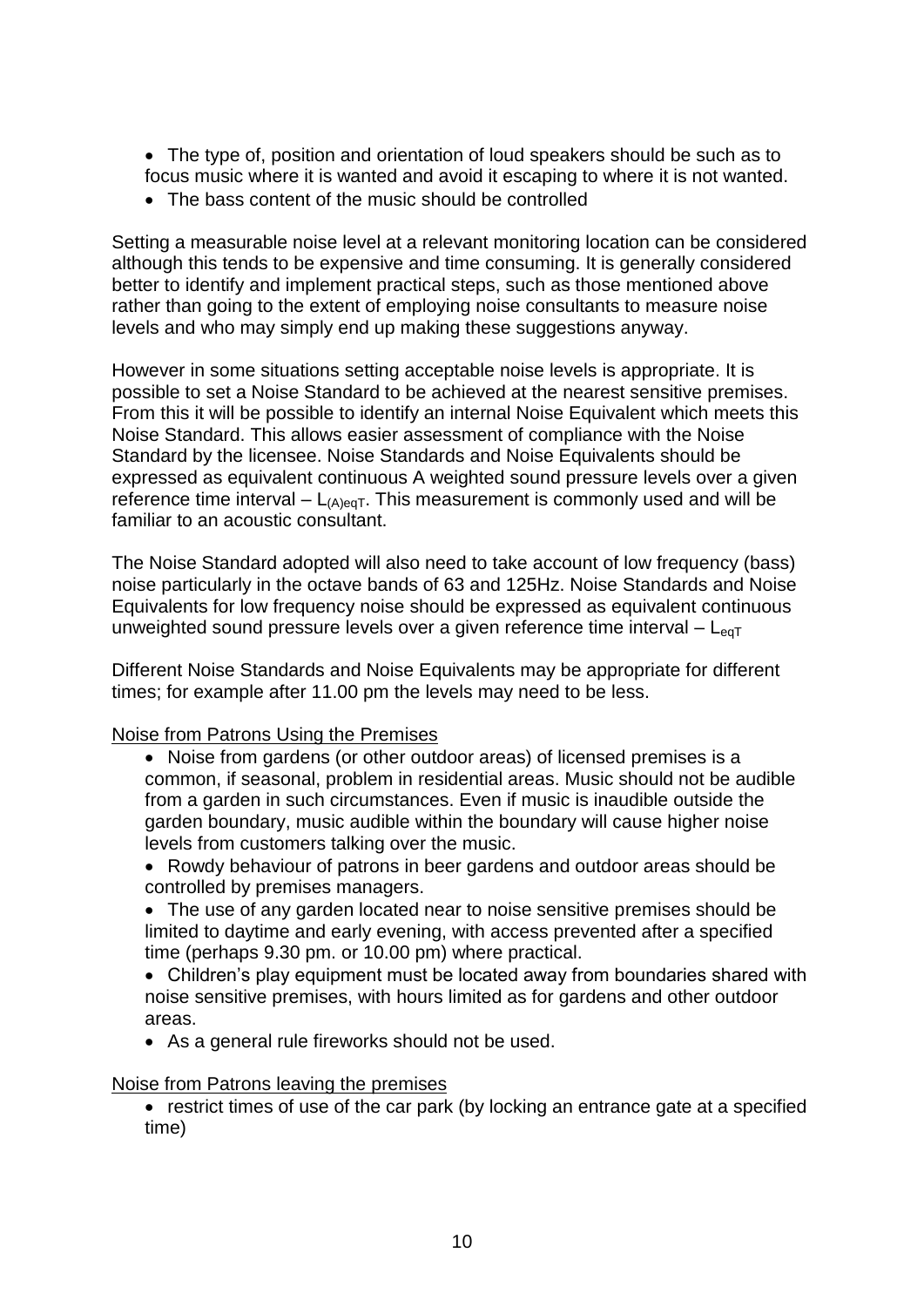- The type of, position and orientation of loud speakers should be such as to focus music where it is wanted and avoid it escaping to where it is not wanted.
- The bass content of the music should be controlled

Setting a measurable noise level at a relevant monitoring location can be considered although this tends to be expensive and time consuming. It is generally considered better to identify and implement practical steps, such as those mentioned above rather than going to the extent of employing noise consultants to measure noise levels and who may simply end up making these suggestions anyway.

However in some situations setting acceptable noise levels is appropriate. It is possible to set a Noise Standard to be achieved at the nearest sensitive premises. From this it will be possible to identify an internal Noise Equivalent which meets this Noise Standard. This allows easier assessment of compliance with the Noise Standard by the licensee. Noise Standards and Noise Equivalents should be expressed as equivalent continuous A weighted sound pressure levels over a given reference time interval – $L_{(A)eqT}$. This measurement is commonly used and will be familiar to an acoustic consultant.

The Noise Standard adopted will also need to take account of low frequency (bass) noise particularly in the octave bands of 63 and 125Hz. Noise Standards and Noise Equivalents for low frequency noise should be expressed as equivalent continuous unweighted sound pressure levels over a given reference time interval – $L_{eqT}$

Different Noise Standards and Noise Equivalents may be appropriate for different times; for example after 11.00 pm the levels may need to be less.

<u>Noise from Patrons Using the Premises</u>

- Noise from gardens (or other outdoor areas) of licensed premises is a common, if seasonal, problem in residential areas. Music should not be audible from a garden in such circumstances. Even if music is inaudible outside the garden boundary, music audible within the boundary will cause higher noise levels from customers talking over the music.
- Rowdy behaviour of patrons in beer gardens and outdoor areas should be controlled by premises managers.
- The use of any garden located near to noise sensitive premises should be limited to daytime and early evening, with access prevented after a specified time (perhaps 9.30 pm. or 10.00 pm) where practical.
- Children's play equipment must be located away from boundaries shared with noise sensitive premises, with hours limited as for gardens and other outdoor areas.
- As a general rule fireworks should not be used.

<u>Noise from Patrons leaving the premises</u>

- restrict times of use of the car park (by locking an entrance gate at a specified time)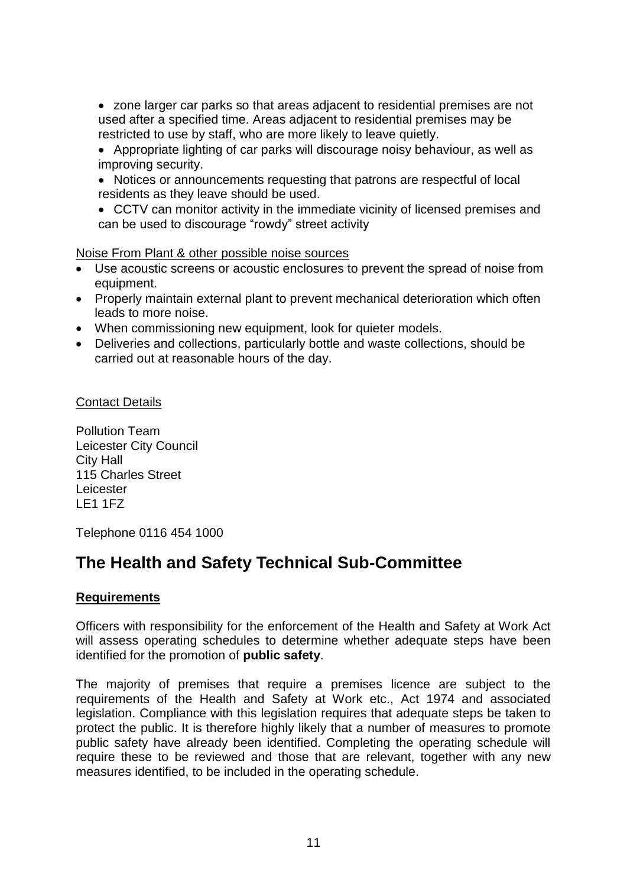- zone larger car parks so that areas adjacent to residential premises are not used after a specified time. Areas adjacent to residential premises may be restricted to use by staff, who are more likely to leave quietly.
- Appropriate lighting of car parks will discourage noisy behaviour, as well as improving security.
- Notices or announcements requesting that patrons are respectful of local residents as they leave should be used.
- CCTV can monitor activity in the immediate vicinity of licensed premises and can be used to discourage "rowdy" street activity

Noise From Plant & other possible noise sources

- Use acoustic screens or acoustic enclosures to prevent the spread of noise from equipment.
- Properly maintain external plant to prevent mechanical deterioration which often leads to more noise.
- When commissioning new equipment, look for quieter models.
- Deliveries and collections, particularly bottle and waste collections, should be carried out at reasonable hours of the day.

Contact Details

Pollution Team
Leicester City Council
City Hall
115 Charles Street
Leicester
LE1 1FZ

Telephone 0116 454 1000

## The Health and Safety Technical Sub-Committee

**Requirements**

Officers with responsibility for the enforcement of the Health and Safety at Work Act will assess operating schedules to determine whether adequate steps have been identified for the promotion of **public safety**.

The majority of premises that require a premises licence are subject to the requirements of the Health and Safety at Work etc., Act 1974 and associated legislation. Compliance with this legislation requires that adequate steps be taken to protect the public. It is therefore highly likely that a number of measures to promote public safety have already been identified. Completing the operating schedule will require these to be reviewed and those that are relevant, together with any new measures identified, to be included in the operating schedule.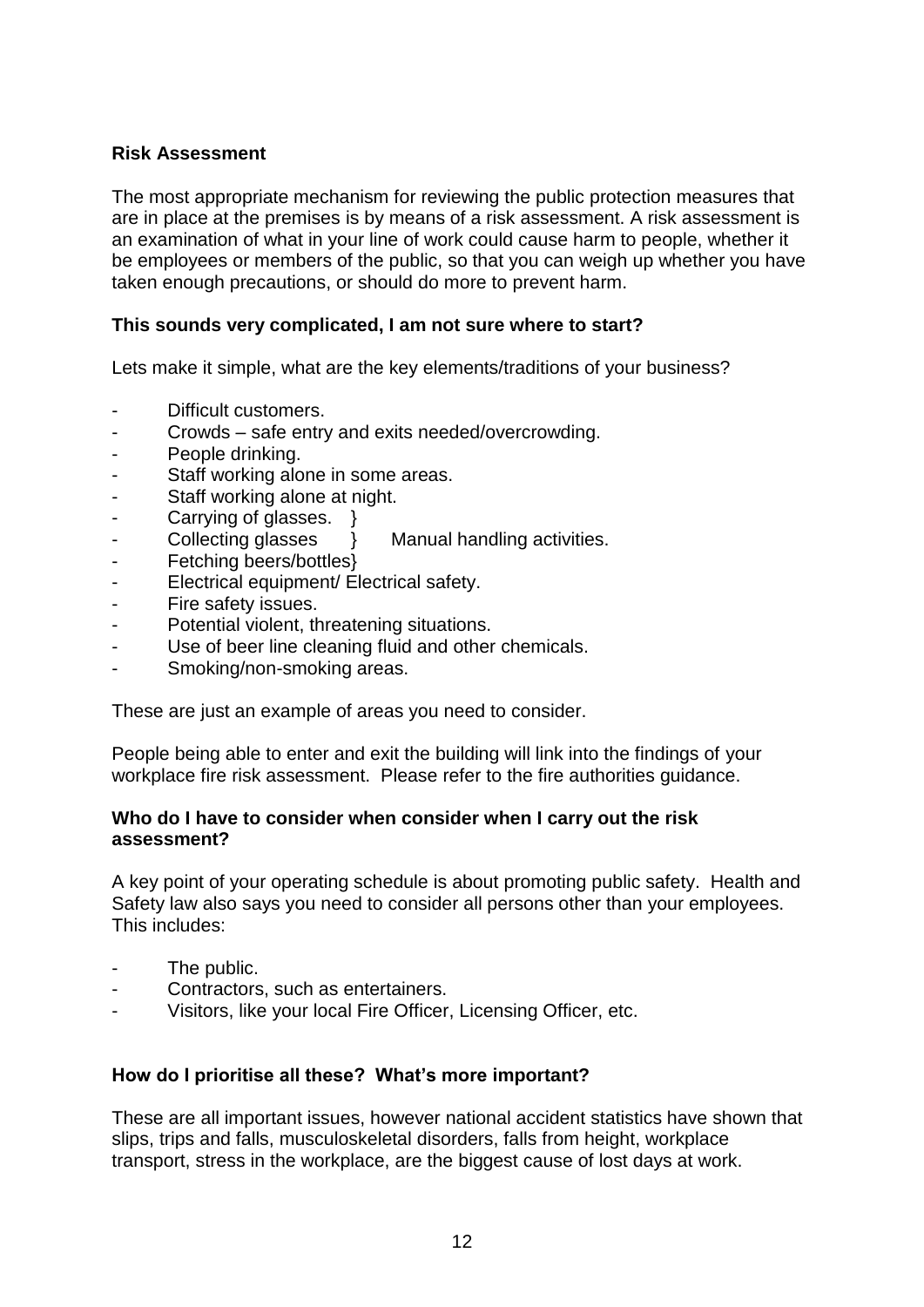**Risk Assessment**

The most appropriate mechanism for reviewing the public protection measures that are in place at the premises is by means of a risk assessment. A risk assessment is an examination of what in your line of work could cause harm to people, whether it be employees or members of the public, so that you can weigh up whether you have taken enough precautions, or should do more to prevent harm.

**This sounds very complicated, I am not sure where to start?**

Lets make it simple, what are the key elements/traditions of your business?

- Difficult customers.
- Crowds – safe entry and exits needed/overcrowding.
- People drinking.
- Staff working alone in some areas.
- Staff working alone at night.
- Carrying of glasses. }
- Collecting glasses } Manual handling activities.
- Fetching beers/bottles}
- Electrical equipment/ Electrical safety.
- Fire safety issues.
- Potential violent, threatening situations.
- Use of beer line cleaning fluid and other chemicals.
- Smoking/non-smoking areas.

These are just an example of areas you need to consider.

People being able to enter and exit the building will link into the findings of your workplace fire risk assessment. Please refer to the fire authorities guidance.

**Who do I have to consider when consider when I carry out the risk assessment?**

A key point of your operating schedule is about promoting public safety. Health and Safety law also says you need to consider all persons other than your employees. This includes:

- The public.
- Contractors, such as entertainers.
- Visitors, like your local Fire Officer, Licensing Officer, etc.

**How do I prioritise all these? What's more important?**

These are all important issues, however national accident statistics have shown that slips, trips and falls, musculoskeletal disorders, falls from height, workplace transport, stress in the workplace, are the biggest cause of lost days at work.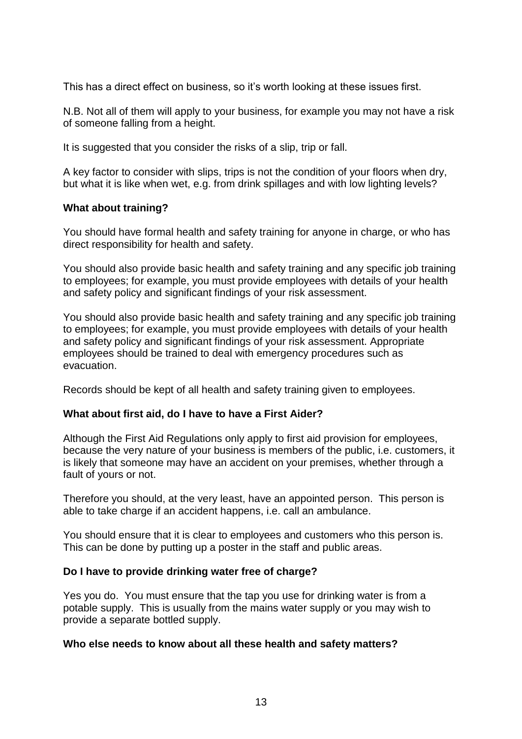This has a direct effect on business, so it's worth looking at these issues first.

N.B. Not all of them will apply to your business, for example you may not have a risk of someone falling from a height.

It is suggested that you consider the risks of a slip, trip or fall.

A key factor to consider with slips, trips is not the condition of your floors when dry, but what it is like when wet, e.g. from drink spillages and with low lighting levels?

**What about training?**

You should have formal health and safety training for anyone in charge, or who has direct responsibility for health and safety.

You should also provide basic health and safety training and any specific job training to employees; for example, you must provide employees with details of your health and safety policy and significant findings of your risk assessment.

You should also provide basic health and safety training and any specific job training to employees; for example, you must provide employees with details of your health and safety policy and significant findings of your risk assessment. Appropriate employees should be trained to deal with emergency procedures such as evacuation.

Records should be kept of all health and safety training given to employees.

**What about first aid, do I have to have a First Aider?**

Although the First Aid Regulations only apply to first aid provision for employees, because the very nature of your business is members of the public, i.e. customers, it is likely that someone may have an accident on your premises, whether through a fault of yours or not.

Therefore you should, at the very least, have an appointed person. This person is able to take charge if an accident happens, i.e. call an ambulance.

You should ensure that it is clear to employees and customers who this person is. This can be done by putting up a poster in the staff and public areas.

**Do I have to provide drinking water free of charge?**

Yes you do. You must ensure that the tap you use for drinking water is from a potable supply. This is usually from the mains water supply or you may wish to provide a separate bottled supply.

**Who else needs to know about all these health and safety matters?**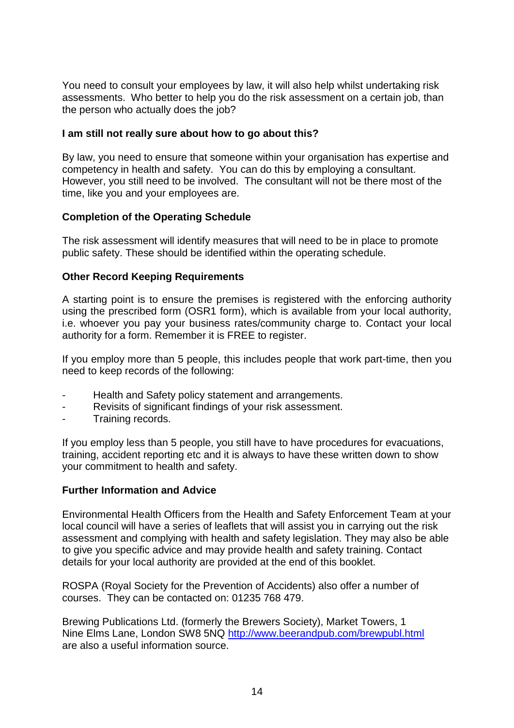You need to consult your employees by law, it will also help whilst undertaking risk assessments. Who better to help you do the risk assessment on a certain job, than the person who actually does the job?

**I am still not really sure about how to go about this?**

By law, you need to ensure that someone within your organisation has expertise and competency in health and safety. You can do this by employing a consultant. However, you still need to be involved. The consultant will not be there most of the time, like you and your employees are.

**Completion of the Operating Schedule**

The risk assessment will identify measures that will need to be in place to promote public safety. These should be identified within the operating schedule.

**Other Record Keeping Requirements**

A starting point is to ensure the premises is registered with the enforcing authority using the prescribed form (OSR1 form), which is available from your local authority, i.e. whoever you pay your business rates/community charge to. Contact your local authority for a form. Remember it is FREE to register.

If you employ more than 5 people, this includes people that work part-time, then you need to keep records of the following:

- Health and Safety policy statement and arrangements.
- Revisits of significant findings of your risk assessment.
- Training records.

If you employ less than 5 people, you still have to have procedures for evacuations, training, accident reporting etc and it is always to have these written down to show your commitment to health and safety.

**Further Information and Advice**

Environmental Health Officers from the Health and Safety Enforcement Team at your local council will have a series of leaflets that will assist you in carrying out the risk assessment and complying with health and safety legislation. They may also be able to give you specific advice and may provide health and safety training. Contact details for your local authority are provided at the end of this booklet.

ROSPA (Royal Society for the Prevention of Accidents) also offer a number of courses. They can be contacted on: 01235 768 479.

Brewing Publications Ltd. (formerly the Brewers Society), Market Towers, 1 Nine Elms Lane, London SW8 5NQ http://www.beerandpub.com/brewpubl.html are also a useful information source.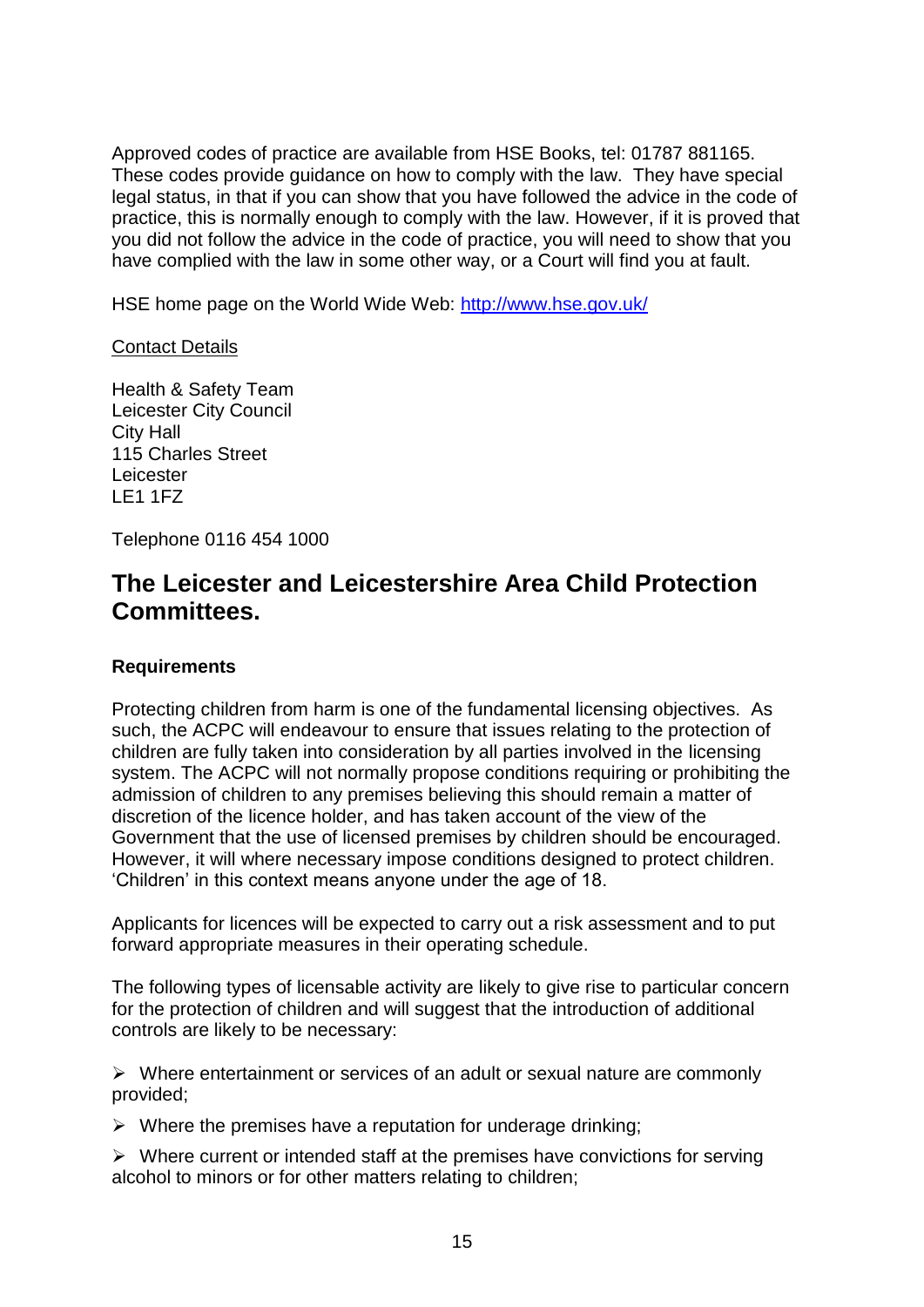Approved codes of practice are available from HSE Books, tel: 01787 881165. These codes provide guidance on how to comply with the law. They have special legal status, in that if you can show that you have followed the advice in the code of practice, this is normally enough to comply with the law. However, if it is proved that you did not follow the advice in the code of practice, you will need to show that you have complied with the law in some other way, or a Court will find you at fault.

HSE home page on the World Wide Web: [http://www.hse.gov.uk/](http://www.hse.gov.uk/)

Contact Details

Health & Safety Team
Leicester City Council
City Hall
115 Charles Street
Leicester
LE1 1FZ

Telephone 0116 454 1000

## The Leicester and Leicestershire Area Child Protection Committees.

### Requirements

Protecting children from harm is one of the fundamental licensing objectives. As such, the ACPC will endeavour to ensure that issues relating to the protection of children are fully taken into consideration by all parties involved in the licensing system. The ACPC will not normally propose conditions requiring or prohibiting the admission of children to any premises believing this should remain a matter of discretion of the licence holder, and has taken account of the view of the Government that the use of licensed premises by children should be encouraged. However, it will where necessary impose conditions designed to protect children. 'Children' in this context means anyone under the age of 18.

Applicants for licences will be expected to carry out a risk assessment and to put forward appropriate measures in their operating schedule.

The following types of licensable activity are likely to give rise to particular concern for the protection of children and will suggest that the introduction of additional controls are likely to be necessary:

- Where entertainment or services of an adult or sexual nature are commonly provided;
- Where the premises have a reputation for underage drinking;
- Where current or intended staff at the premises have convictions for serving alcohol to minors or for other matters relating to children;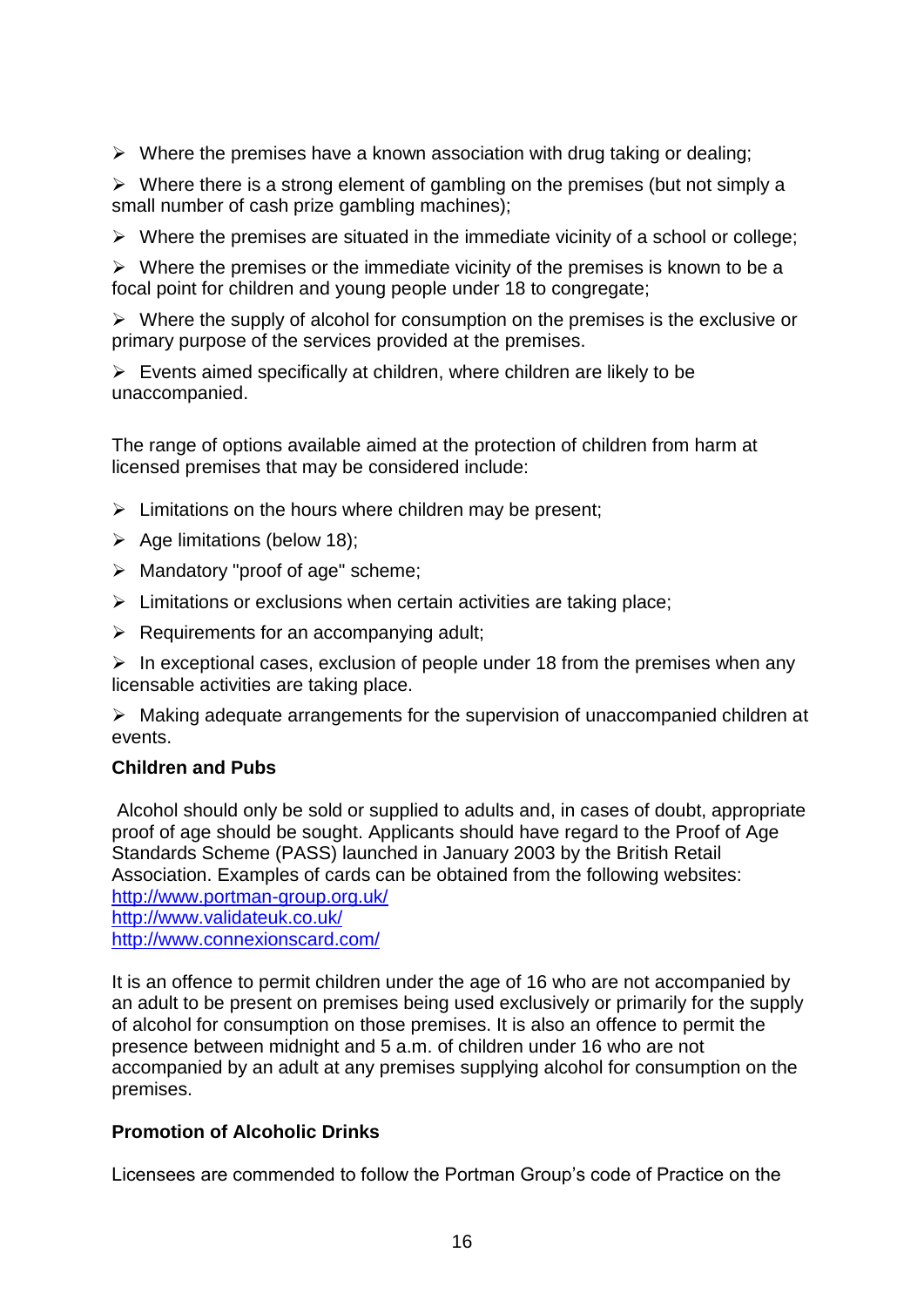- Where the premises have a known association with drug taking or dealing;
- Where there is a strong element of gambling on the premises (but not simply a small number of cash prize gambling machines);
- Where the premises are situated in the immediate vicinity of a school or college;
- Where the premises or the immediate vicinity of the premises is known to be a focal point for children and young people under 18 to congregate;
- Where the supply of alcohol for consumption on the premises is the exclusive or primary purpose of the services provided at the premises.
- Events aimed specifically at children, where children are likely to be unaccompanied.

The range of options available aimed at the protection of children from harm at licensed premises that may be considered include:

- Limitations on the hours where children may be present;
- Age limitations (below 18);
- Mandatory "proof of age" scheme;
- Limitations or exclusions when certain activities are taking place;
- Requirements for an accompanying adult;
- In exceptional cases, exclusion of people under 18 from the premises when any licensable activities are taking place.
- Making adequate arrangements for the supervision of unaccompanied children at events.

**Children and Pubs**

Alcohol should only be sold or supplied to adults and, in cases of doubt, appropriate proof of age should be sought. Applicants should have regard to the Proof of Age Standards Scheme (PASS) launched in January 2003 by the British Retail Association. Examples of cards can be obtained from the following websites:
http://www.portman-group.org.uk/
http://www.validateuk.co.uk/
http://www.connexionscard.com/

It is an offence to permit children under the age of 16 who are not accompanied by an adult to be present on premises being used exclusively or primarily for the supply of alcohol for consumption on those premises. It is also an offence to permit the presence between midnight and 5 a.m. of children under 16 who are not accompanied by an adult at any premises supplying alcohol for consumption on the premises.

**Promotion of Alcoholic Drinks**

Licensees are commended to follow the Portman Group's code of Practice on the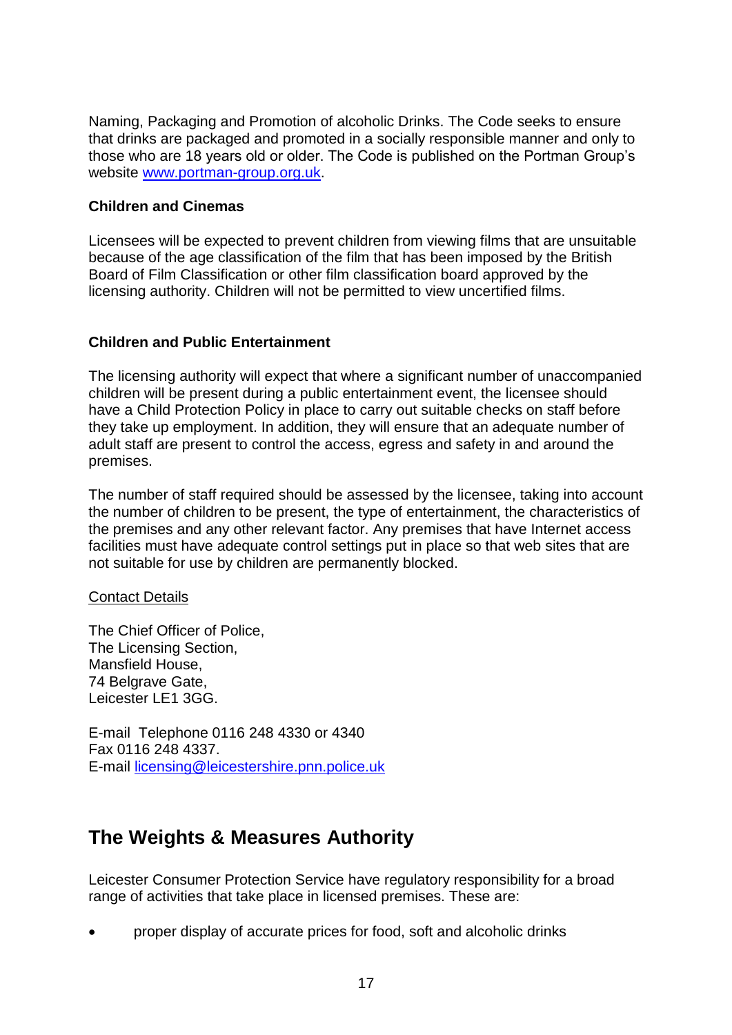Naming, Packaging and Promotion of alcoholic Drinks. The Code seeks to ensure that drinks are packaged and promoted in a socially responsible manner and only to those who are 18 years old or older. The Code is published on the Portman Group's website [www.portman-group.org.uk](http://www.portman-group.org.uk).

**Children and Cinemas**

Licensees will be expected to prevent children from viewing films that are unsuitable because of the age classification of the film that has been imposed by the British Board of Film Classification or other film classification board approved by the licensing authority. Children will not be permitted to view uncertified films.

**Children and Public Entertainment**

The licensing authority will expect that where a significant number of unaccompanied children will be present during a public entertainment event, the licensee should have a Child Protection Policy in place to carry out suitable checks on staff before they take up employment. In addition, they will ensure that an adequate number of adult staff are present to control the access, egress and safety in and around the premises.

The number of staff required should be assessed by the licensee, taking into account the number of children to be present, the type of entertainment, the characteristics of the premises and any other relevant factor. Any premises that have Internet access facilities must have adequate control settings put in place so that web sites that are not suitable for use by children are permanently blocked.

<u>Contact Details</u>

The Chief Officer of Police,
The Licensing Section,
Mansfield House,
74 Belgrave Gate,
Leicester LE1 3GG.

E-mail Telephone 0116 248 4330 or 4340
Fax 0116 248 4337.
E-mail [licensing@leicestershire.pnn.police.uk](mailto:licensing@leicestershire.pnn.police.uk)

## The Weights & Measures Authority

Leicester Consumer Protection Service have regulatory responsibility for a broad range of activities that take place in licensed premises. These are:

- proper display of accurate prices for food, soft and alcoholic drinks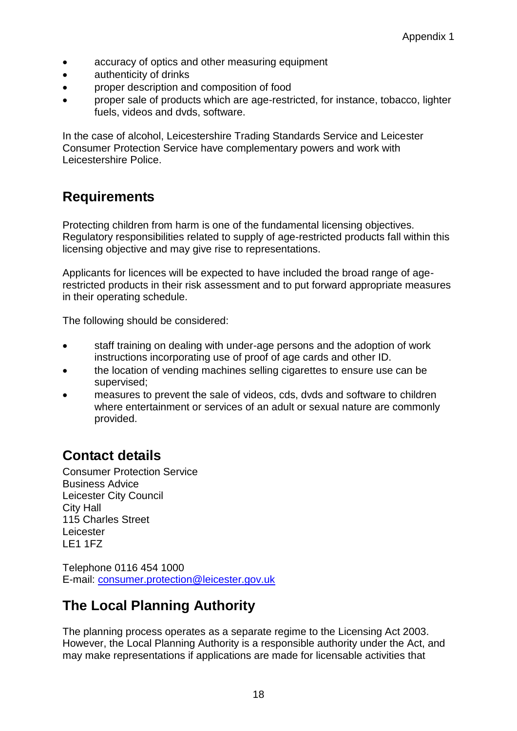- accuracy of optics and other measuring equipment
- authenticity of drinks
- proper description and composition of food
- proper sale of products which are age-restricted, for instance, tobacco, lighter fuels, videos and dvds, software.

In the case of alcohol, Leicestershire Trading Standards Service and Leicester Consumer Protection Service have complementary powers and work with Leicestershire Police.

## Requirements

Protecting children from harm is one of the fundamental licensing objectives. Regulatory responsibilities related to supply of age-restricted products fall within this licensing objective and may give rise to representations.

Applicants for licences will be expected to have included the broad range of age-restricted products in their risk assessment and to put forward appropriate measures in their operating schedule.

The following should be considered:

- staff training on dealing with under-age persons and the adoption of work instructions incorporating use of proof of age cards and other ID.
- the location of vending machines selling cigarettes to ensure use can be supervised;
- measures to prevent the sale of videos, cds, dvds and software to children where entertainment or services of an adult or sexual nature are commonly provided.

## Contact details

Consumer Protection Service
Business Advice
Leicester City Council
City Hall
115 Charles Street
Leicester
LE1 1FZ

Telephone 0116 454 1000
E-mail: consumer.protection@leicester.gov.uk

## The Local Planning Authority

The planning process operates as a separate regime to the Licensing Act 2003. However, the Local Planning Authority is a responsible authority under the Act, and may make representations if applications are made for licensable activities that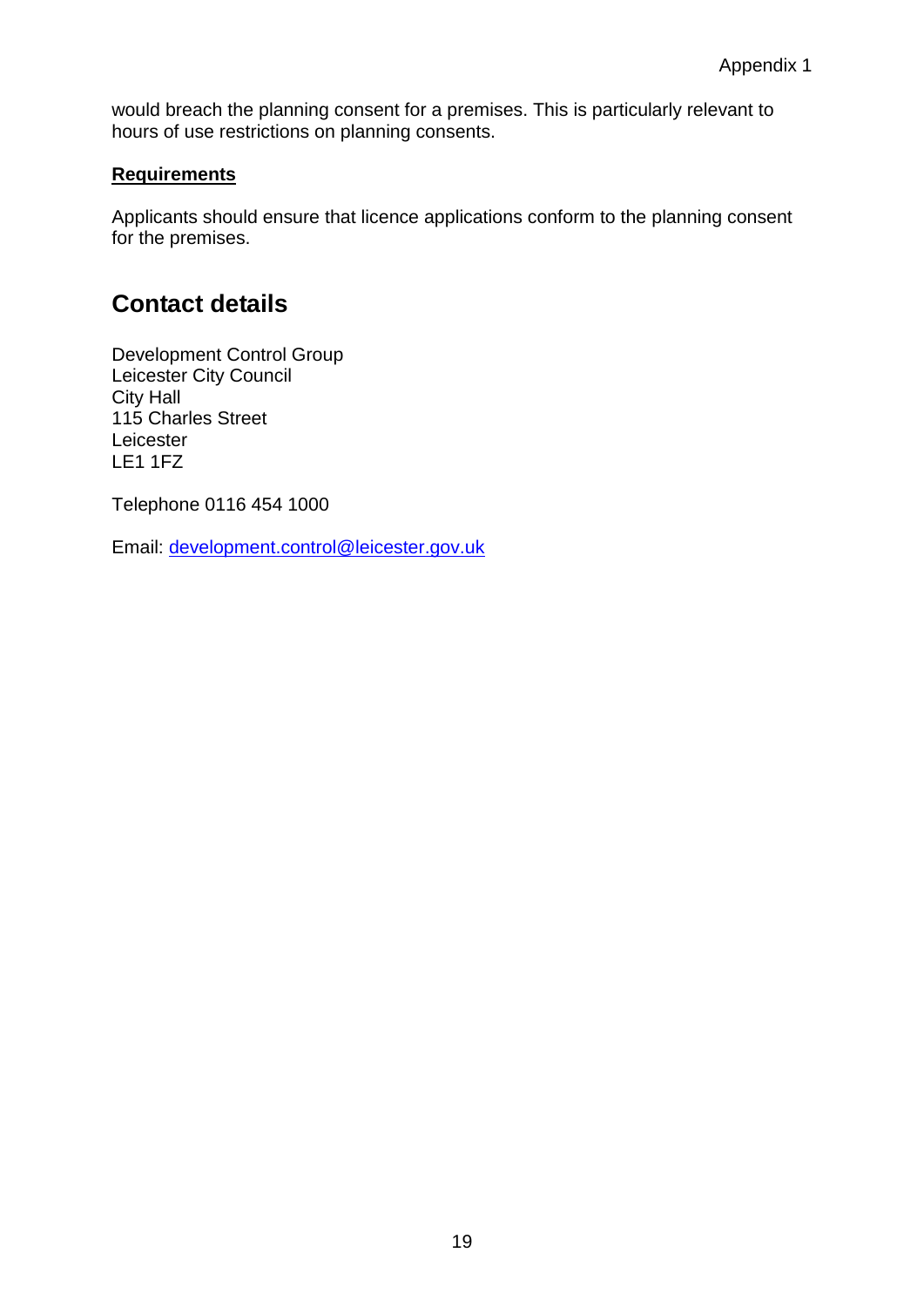would breach the planning consent for a premises. This is particularly relevant to hours of use restrictions on planning consents.

**Requirements**

Applicants should ensure that licence applications conform to the planning consent for the premises.

## Contact details

Development Control Group
Leicester City Council
City Hall
115 Charles Street
Leicester
LE1 1FZ

Telephone 0116 454 1000

Email: development.control@leicester.gov.uk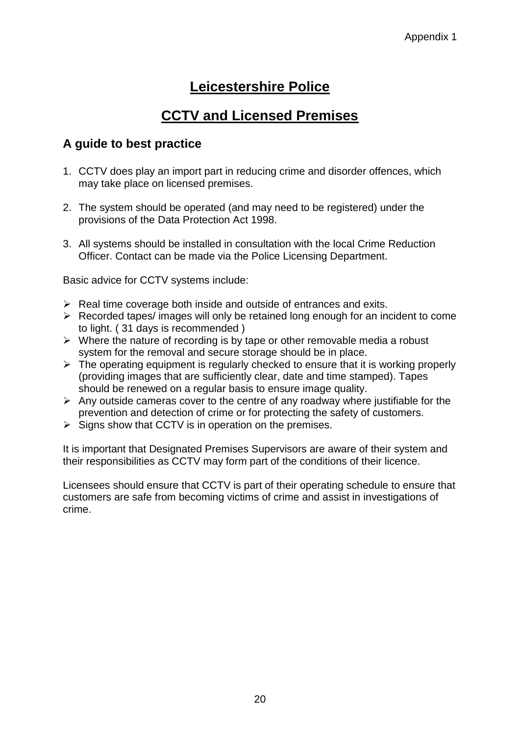Appendix 1

# Leicestershire Police

# CCTV and Licensed Premises

## A guide to best practice

1. CCTV does play an import part in reducing crime and disorder offences, which may take place on licensed premises.

2. The system should be operated (and may need to be registered) under the provisions of the Data Protection Act 1998.

3. All systems should be installed in consultation with the local Crime Reduction Officer. Contact can be made via the Police Licensing Department.

Basic advice for CCTV systems include:

- Real time coverage both inside and outside of entrances and exits.
- Recorded tapes/ images will only be retained long enough for an incident to come to light. ( 31 days is recommended )
- Where the nature of recording is by tape or other removable media a robust system for the removal and secure storage should be in place.
- The operating equipment is regularly checked to ensure that it is working properly (providing images that are sufficiently clear, date and time stamped). Tapes should be renewed on a regular basis to ensure image quality.
- Any outside cameras cover to the centre of any roadway where justifiable for the prevention and detection of crime or for protecting the safety of customers.
- Signs show that CCTV is in operation on the premises.

It is important that Designated Premises Supervisors are aware of their system and their responsibilities as CCTV may form part of the conditions of their licence.

Licensees should ensure that CCTV is part of their operating schedule to ensure that customers are safe from becoming victims of crime and assist in investigations of crime.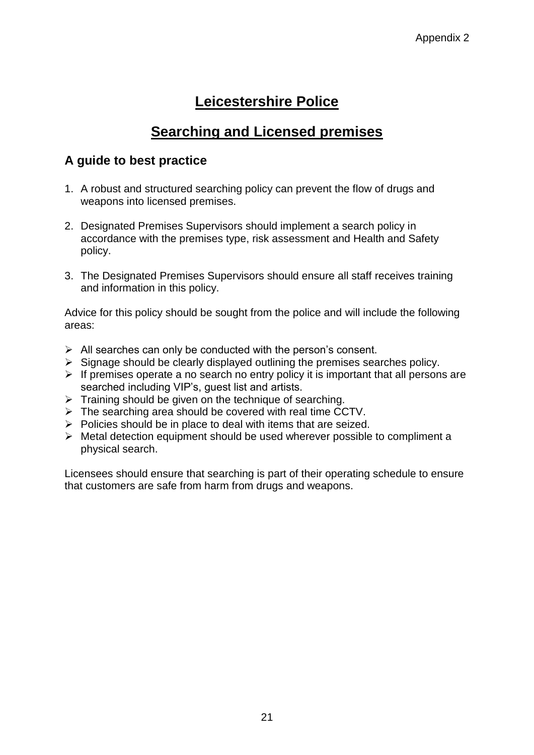Appendix 2

# Leicestershire Police

# Searching and Licensed premises

## A guide to best practice

1. A robust and structured searching policy can prevent the flow of drugs and weapons into licensed premises.

2. Designated Premises Supervisors should implement a search policy in accordance with the premises type, risk assessment and Health and Safety policy.

3. The Designated Premises Supervisors should ensure all staff receives training and information in this policy.

Advice for this policy should be sought from the police and will include the following areas:

- All searches can only be conducted with the person's consent.
- Signage should be clearly displayed outlining the premises searches policy.
- If premises operate a no search no entry policy it is important that all persons are searched including VIP's, guest list and artists.
- Training should be given on the technique of searching.
- The searching area should be covered with real time CCTV.
- Policies should be in place to deal with items that are seized.
- Metal detection equipment should be used wherever possible to compliment a physical search.

Licensees should ensure that searching is part of their operating schedule to ensure that customers are safe from harm from drugs and weapons.